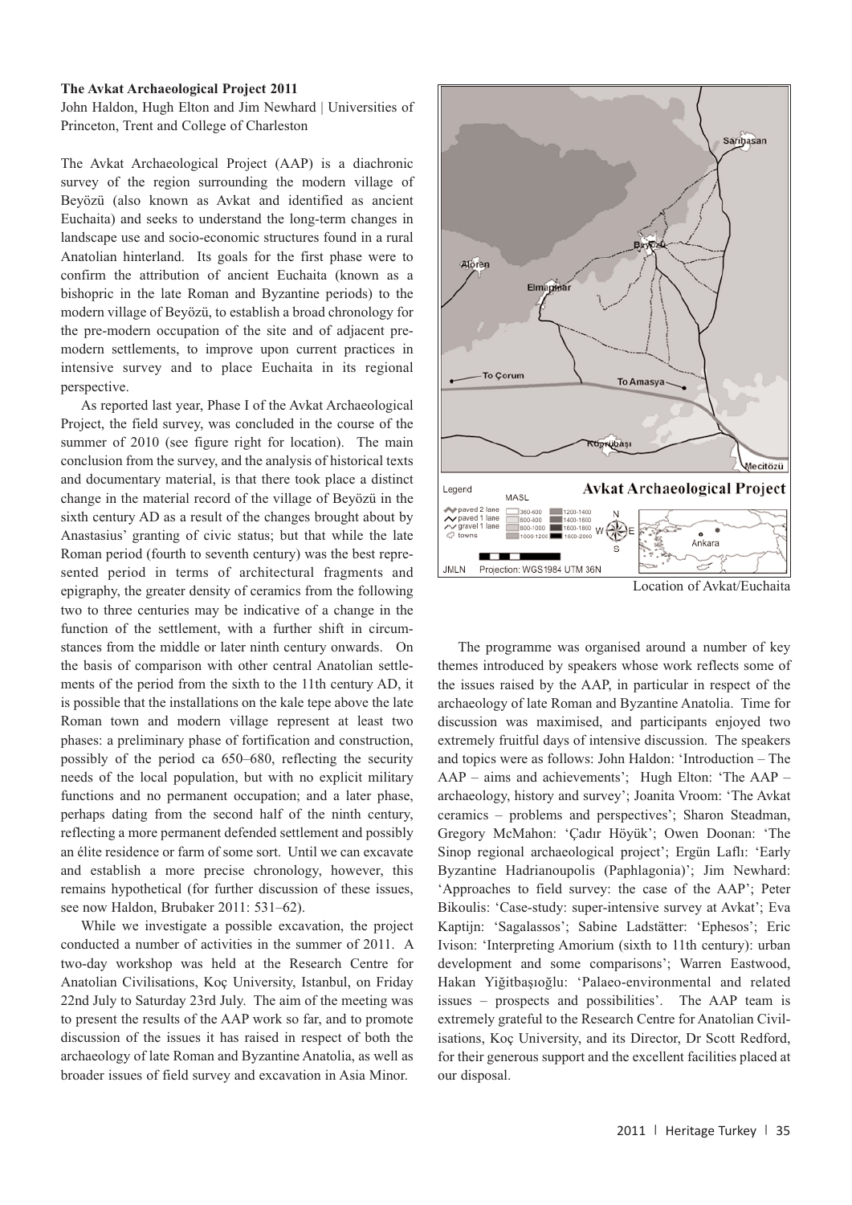**The Avkat Archaeological Project 2011**

John Haldon, Hugh Elton and Jim Newhard | Universities of Princeton, Trent and College of Charleston

The Avkat Archaeological Project (AAP) is a diachronic survey of the region surrounding the modern village of Beyözü (also known as Avkat and identified as ancient Euchaita) and seeks to understand the long-term changes in landscape use and socio-economic structures found in a rural Anatolian hinterland. Its goals for the first phase were to confirm the attribution of ancient Euchaita (known as a bishopric in the late Roman and Byzantine periods) to the modern village of Beyözü, to establish a broad chronology for the pre-modern occupation of the site and of adjacent pre-modern settlements, to improve upon current practices in intensive survey and to place Euchaita in its regional perspective.

As reported last year, Phase I of the Avkat Archaeological Project, the field survey, was concluded in the course of the summer of 2010 (see figure right for location). The main conclusion from the survey, and the analysis of historical texts and documentary material, is that there took place a distinct change in the material record of the village of Beyözü in the sixth century AD as a result of the changes brought about by Anastasius' granting of civic status; but that while the late Roman period (fourth to seventh century) was the best represented period in terms of architectural fragments and epigraphy, the greater density of ceramics from the following two to three centuries may be indicative of a change in the function of the settlement, with a further shift in circumstances from the middle or later ninth century onwards. On the basis of comparison with other central Anatolian settlements of the period from the sixth to the 11th century AD, it is possible that the installations on the kale tepe above the late Roman town and modern village represent at least two phases: a preliminary phase of fortification and construction, possibly of the period ca 650–680, reflecting the security needs of the local population, but with no explicit military functions and no permanent occupation; and a later phase, perhaps dating from the second half of the ninth century, reflecting a more permanent defended settlement and possibly an élite residence or farm of some sort. Until we can excavate and establish a more precise chronology, however, this remains hypothetical (for further discussion of these issues, see now Haldon, Brubaker 2011: 531–62).

While we investigate a possible excavation, the project conducted a number of activities in the summer of 2011. A two-day workshop was held at the Research Centre for Anatolian Civilisations, Koç University, Istanbul, on Friday 22nd July to Saturday 23rd July. The aim of the meeting was to present the results of the AAP work so far, and to promote discussion of the issues it has raised in respect of both the archaeology of late Roman and Byzantine Anatolia, as well as broader issues of field survey and excavation in Asia Minor.

Sarıhasan
Beyözü
Alören
Elmapınar
To Çorum
To Amasya
Köprübaşı
Mecitözü

**Avkat Archaeological Project**

Legend: paved 2 lane; paved 1 lane; gravel 1 lane; towns
MASL: 360-600; 600-800; 800-1000; 1000-1200; 1200-1400; 1400-1600; 1600-1800; 1800-2000
Ankara
JMLN Projection: WGS1984 UTM 36N

Location of Avkat/Euchaita

The programme was organised around a number of key themes introduced by speakers whose work reflects some of the issues raised by the AAP, in particular in respect of the archaeology of late Roman and Byzantine Anatolia. Time for discussion was maximised, and participants enjoyed two extremely fruitful days of intensive discussion. The speakers and topics were as follows: John Haldon: 'Introduction – The AAP – aims and achievements'; Hugh Elton: 'The AAP – archaeology, history and survey'; Joanita Vroom: 'The Avkat ceramics – problems and perspectives'; Sharon Steadman, Gregory McMahon: 'Çadır Höyük'; Owen Doonan: 'The Sinop regional archaeological project'; Ergün Laflı: 'Early Byzantine Hadrianoupolis (Paphlagonia)'; Jim Newhard: 'Approaches to field survey: the case of the AAP'; Peter Bikoulis: 'Case-study: super-intensive survey at Avkat'; Eva Kaptijn: 'Sagalassos'; Sabine Ladstätter: 'Ephesos'; Eric Ivison: 'Interpreting Amorium (sixth to 11th century): urban development and some comparisons'; Warren Eastwood, Hakan Yiğitbaşıoğlu: 'Palaeo-environmental and related issues – prospects and possibilities'. The AAP team is extremely grateful to the Research Centre for Anatolian Civilisations, Koç University, and its Director, Dr Scott Redford, for their generous support and the excellent facilities placed at our disposal.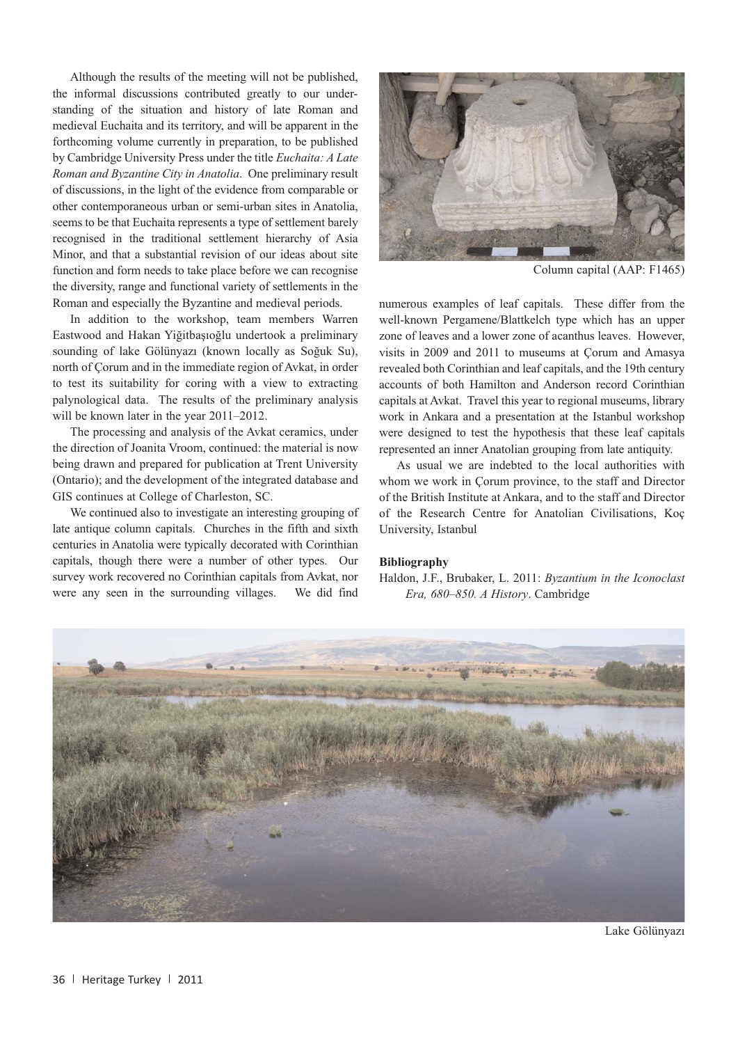Although the results of the meeting will not be published, the informal discussions contributed greatly to our understanding of the situation and history of late Roman and medieval Euchaita and its territory, and will be apparent in the forthcoming volume currently in preparation, to be published by Cambridge University Press under the title *Euchaita: A Late Roman and Byzantine City in Anatolia*. One preliminary result of discussions, in the light of the evidence from comparable or other contemporaneous urban or semi-urban sites in Anatolia, seems to be that Euchaita represents a type of settlement barely recognised in the traditional settlement hierarchy of Asia Minor, and that a substantial revision of our ideas about site function and form needs to take place before we can recognise the diversity, range and functional variety of settlements in the Roman and especially the Byzantine and medieval periods.

In addition to the workshop, team members Warren Eastwood and Hakan Yiğitbaşıoğlu undertook a preliminary sounding of lake Gölünyazı (known locally as Soğuk Su), north of Çorum and in the immediate region of Avkat, in order to test its suitability for coring with a view to extracting palynological data. The results of the preliminary analysis will be known later in the year 2011–2012.

The processing and analysis of the Avkat ceramics, under the direction of Joanita Vroom, continued: the material is now being drawn and prepared for publication at Trent University (Ontario); and the development of the integrated database and GIS continues at College of Charleston, SC.

We continued also to investigate an interesting grouping of late antique column capitals. Churches in the fifth and sixth centuries in Anatolia were typically decorated with Corinthian capitals, though there were a number of other types. Our survey work recovered no Corinthian capitals from Avkat, nor were any seen in the surrounding villages. We did find numerous examples of leaf capitals. These differ from the well-known Pergamene/Blattkelch type which has an upper zone of leaves and a lower zone of acanthus leaves. However, visits in 2009 and 2011 to museums at Çorum and Amasya revealed both Corinthian and leaf capitals, and the 19th century accounts of both Hamilton and Anderson record Corinthian capitals at Avkat. Travel this year to regional museums, library work in Ankara and a presentation at the Istanbul workshop were designed to test the hypothesis that these leaf capitals represented an inner Anatolian grouping from late antiquity.

Column capital (AAP: F1465)

As usual we are indebted to the local authorities with whom we work in Çorum province, to the staff and Director of the British Institute at Ankara, and to the staff and Director of the Research Centre for Anatolian Civilisations, Koç University, Istanbul

**Bibliography**

Haldon, J.F., Brubaker, L. 2011: *Byzantium in the Iconoclast Era, 680–850. A History*. Cambridge

Lake Gölünyazı